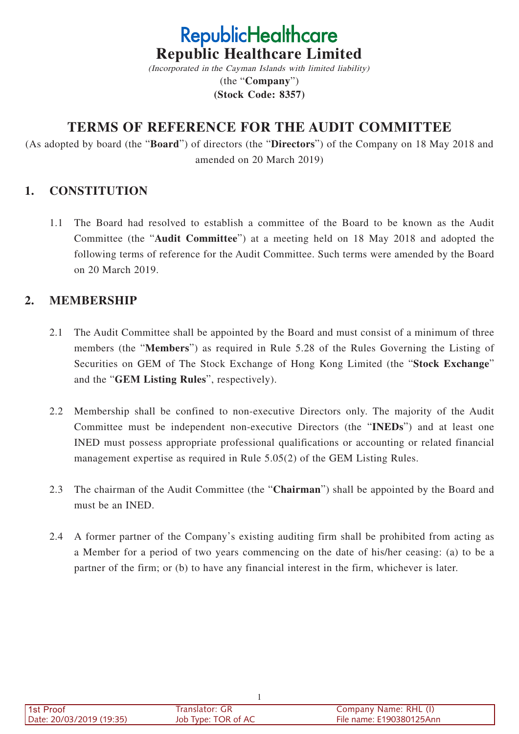# RepublicHealthcare

# Republic Healthcare Limited

*(Incorporated in the Cayman Islands with limited liability)*

(the "**Company**")

**(Stock Code: 8357)**

## TERMS OF REFERENCE FOR THE AUDIT COMMITTEE

(As adopted by board (the "**Board**") of directors (the "**Directors**") of the Company on 18 May 2018 and amended on 20 March 2019)

## 1. CONSTITUTION

1.1 The Board had resolved to establish a committee of the Board to be known as the Audit Committee (the "**Audit Committee**") at a meeting held on 18 May 2018 and adopted the following terms of reference for the Audit Committee. Such terms were amended by the Board on 20 March 2019.

## 2. MEMBERSHIP

2.1 The Audit Committee shall be appointed by the Board and must consist of a minimum of three members (the "**Members**") as required in Rule 5.28 of the Rules Governing the Listing of Securities on GEM of The Stock Exchange of Hong Kong Limited (the "**Stock Exchange**" and the "**GEM Listing Rules**", respectively).

2.2 Membership shall be confined to non-executive Directors only. The majority of the Audit Committee must be independent non-executive Directors (the "**INEDs**") and at least one INED must possess appropriate professional qualifications or accounting or related financial management expertise as required in Rule 5.05(2) of the GEM Listing Rules.

2.3 The chairman of the Audit Committee (the "**Chairman**") shall be appointed by the Board and must be an INED.

2.4 A former partner of the Company's existing auditing firm shall be prohibited from acting as a Member for a period of two years commencing on the date of his/her ceasing: (a) to be a partner of the firm; or (b) to have any financial interest in the firm, whichever is later.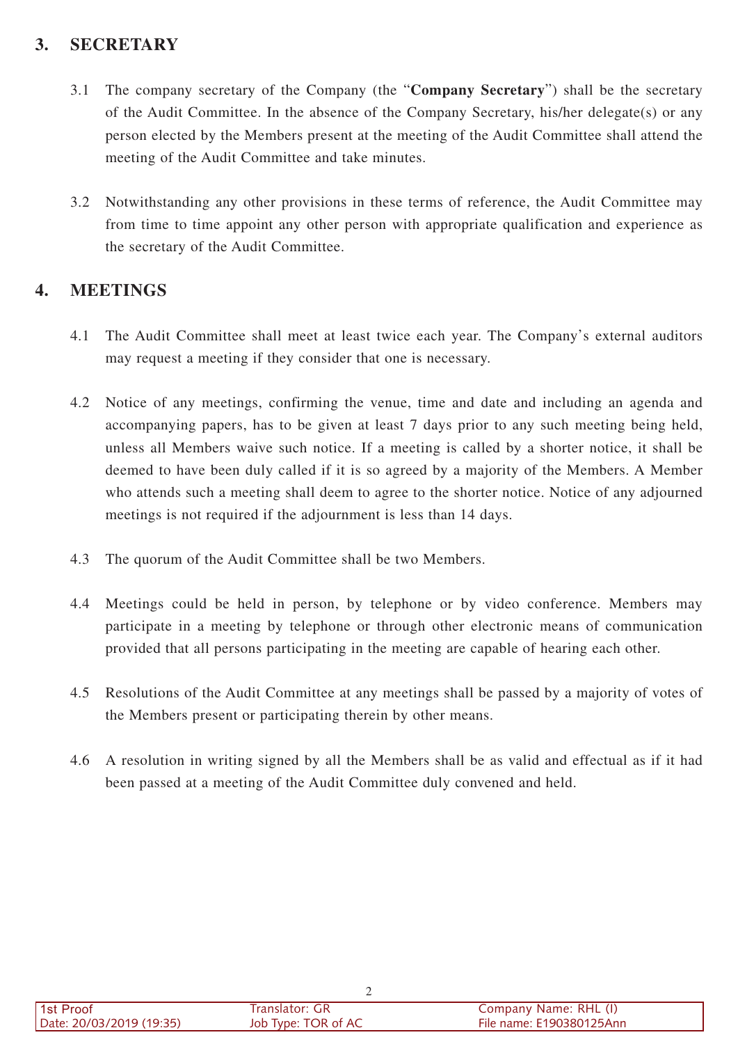## 3. SECRETARY

3.1 The company secretary of the Company (the "**Company Secretary**") shall be the secretary of the Audit Committee. In the absence of the Company Secretary, his/her delegate(s) or any person elected by the Members present at the meeting of the Audit Committee shall attend the meeting of the Audit Committee and take minutes.

3.2 Notwithstanding any other provisions in these terms of reference, the Audit Committee may from time to time appoint any other person with appropriate qualification and experience as the secretary of the Audit Committee.

## 4. MEETINGS

4.1 The Audit Committee shall meet at least twice each year. The Company's external auditors may request a meeting if they consider that one is necessary.

4.2 Notice of any meetings, confirming the venue, time and date and including an agenda and accompanying papers, has to be given at least 7 days prior to any such meeting being held, unless all Members waive such notice. If a meeting is called by a shorter notice, it shall be deemed to have been duly called if it is so agreed by a majority of the Members. A Member who attends such a meeting shall deem to agree to the shorter notice. Notice of any adjourned meetings is not required if the adjournment is less than 14 days.

4.3 The quorum of the Audit Committee shall be two Members.

4.4 Meetings could be held in person, by telephone or by video conference. Members may participate in a meeting by telephone or through other electronic means of communication provided that all persons participating in the meeting are capable of hearing each other.

4.5 Resolutions of the Audit Committee at any meetings shall be passed by a majority of votes of the Members present or participating therein by other means.

4.6 A resolution in writing signed by all the Members shall be as valid and effectual as if it had been passed at a meeting of the Audit Committee duly convened and held.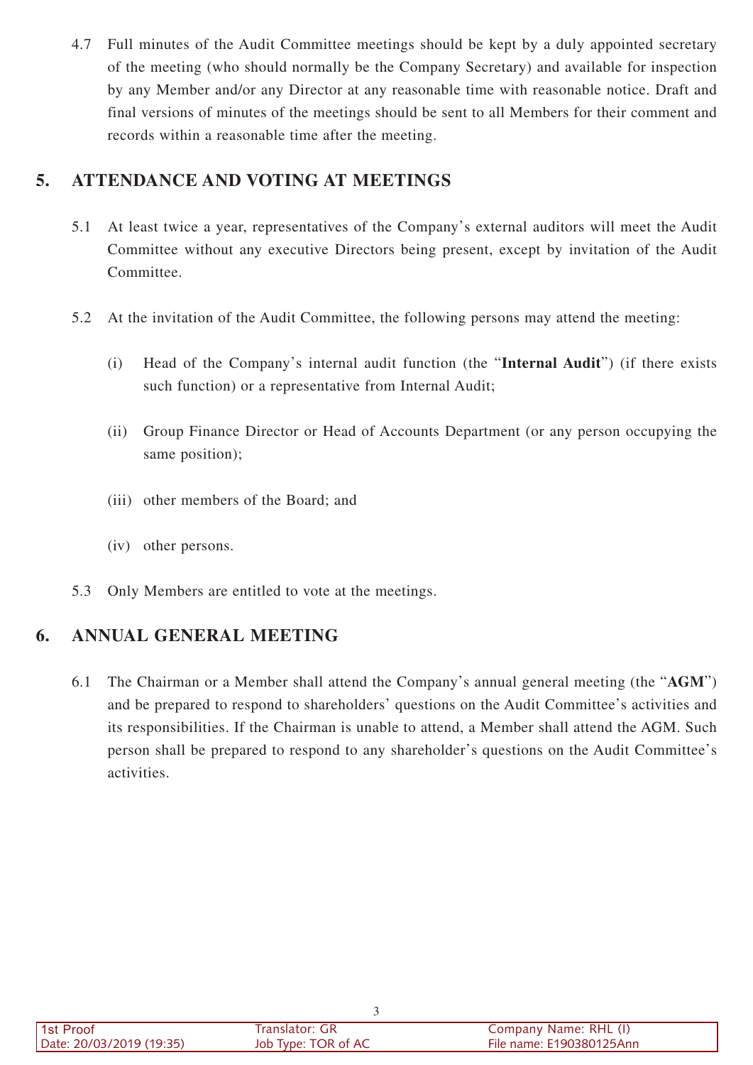4.7 Full minutes of the Audit Committee meetings should be kept by a duly appointed secretary of the meeting (who should normally be the Company Secretary) and available for inspection by any Member and/or any Director at any reasonable time with reasonable notice. Draft and final versions of minutes of the meetings should be sent to all Members for their comment and records within a reasonable time after the meeting.

## 5. ATTENDANCE AND VOTING AT MEETINGS

5.1 At least twice a year, representatives of the Company's external auditors will meet the Audit Committee without any executive Directors being present, except by invitation of the Audit Committee.

5.2 At the invitation of the Audit Committee, the following persons may attend the meeting:

(i) Head of the Company's internal audit function (the "**Internal Audit**") (if there exists such function) or a representative from Internal Audit;

(ii) Group Finance Director or Head of Accounts Department (or any person occupying the same position);

(iii) other members of the Board; and

(iv) other persons.

5.3 Only Members are entitled to vote at the meetings.

## 6. ANNUAL GENERAL MEETING

6.1 The Chairman or a Member shall attend the Company's annual general meeting (the "**AGM**") and be prepared to respond to shareholders' questions on the Audit Committee's activities and its responsibilities. If the Chairman is unable to attend, a Member shall attend the AGM. Such person shall be prepared to respond to any shareholder's questions on the Audit Committee's activities.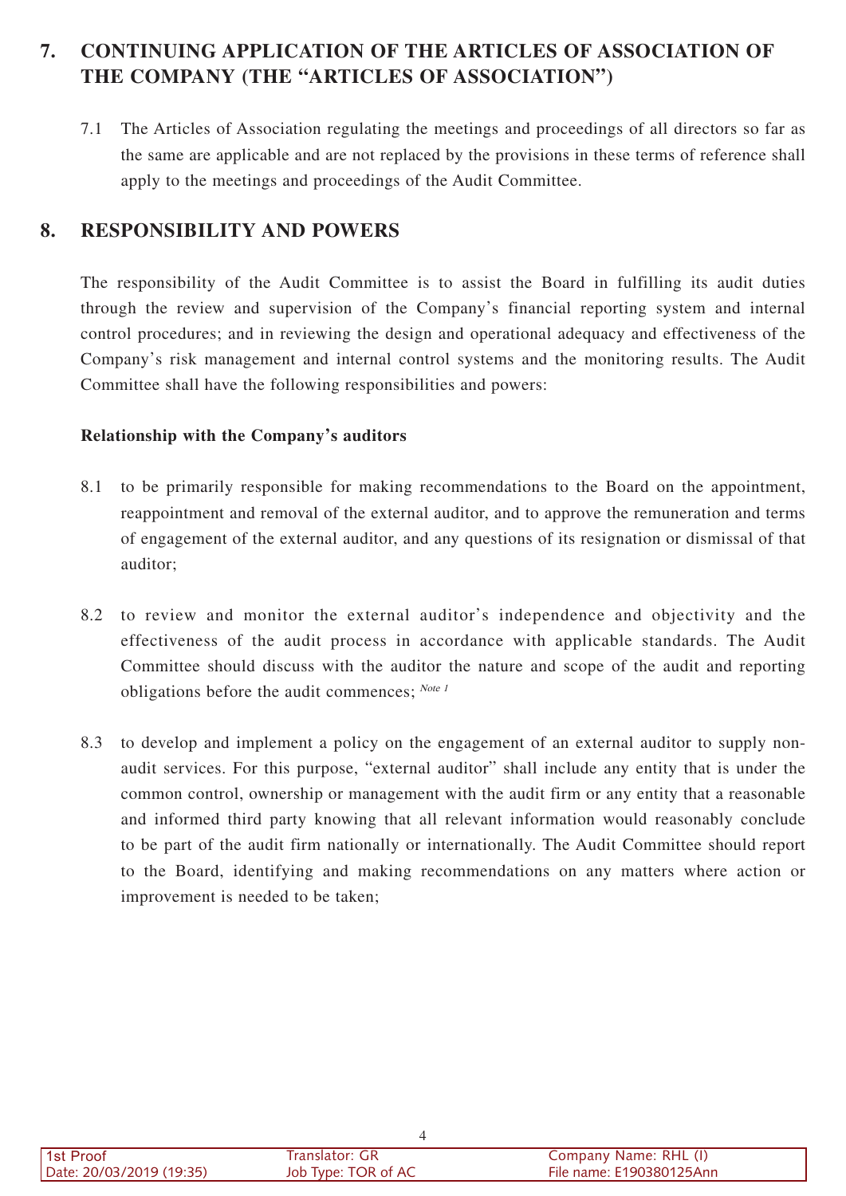## 7. CONTINUING APPLICATION OF THE ARTICLES OF ASSOCIATION OF THE COMPANY (THE "ARTICLES OF ASSOCIATION")

7.1 The Articles of Association regulating the meetings and proceedings of all directors so far as the same are applicable and are not replaced by the provisions in these terms of reference shall apply to the meetings and proceedings of the Audit Committee.

## 8. RESPONSIBILITY AND POWERS

The responsibility of the Audit Committee is to assist the Board in fulfilling its audit duties through the review and supervision of the Company's financial reporting system and internal control procedures; and in reviewing the design and operational adequacy and effectiveness of the Company's risk management and internal control systems and the monitoring results. The Audit Committee shall have the following responsibilities and powers:

**Relationship with the Company's auditors**

8.1 to be primarily responsible for making recommendations to the Board on the appointment, reappointment and removal of the external auditor, and to approve the remuneration and terms of engagement of the external auditor, and any questions of its resignation or dismissal of that auditor;

8.2 to review and monitor the external auditor's independence and objectivity and the effectiveness of the audit process in accordance with applicable standards. The Audit Committee should discuss with the auditor the nature and scope of the audit and reporting obligations before the audit commences; [*Note 1*]

8.3 to develop and implement a policy on the engagement of an external auditor to supply non-audit services. For this purpose, "external auditor" shall include any entity that is under the common control, ownership or management with the audit firm or any entity that a reasonable and informed third party knowing that all relevant information would reasonably conclude to be part of the audit firm nationally or internationally. The Audit Committee should report to the Board, identifying and making recommendations on any matters where action or improvement is needed to be taken;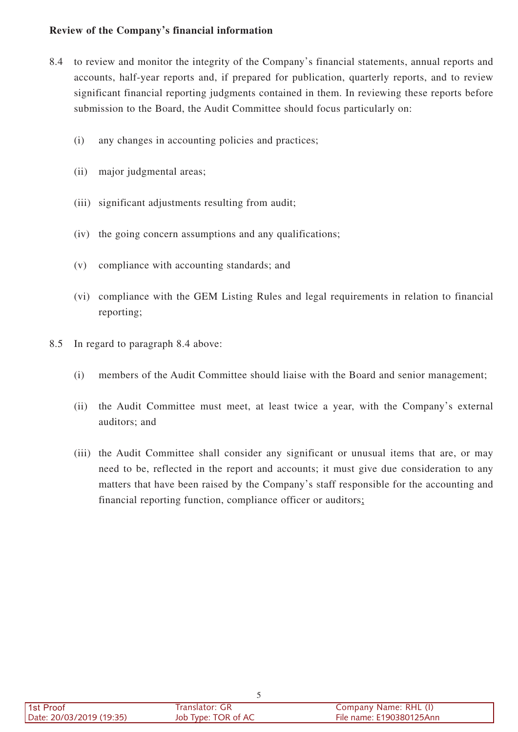**Review of the Company's financial information**

8.4 to review and monitor the integrity of the Company's financial statements, annual reports and accounts, half-year reports and, if prepared for publication, quarterly reports, and to review significant financial reporting judgments contained in them. In reviewing these reports before submission to the Board, the Audit Committee should focus particularly on:

(i) any changes in accounting policies and practices;

(ii) major judgmental areas;

(iii) significant adjustments resulting from audit;

(iv) the going concern assumptions and any qualifications;

(v) compliance with accounting standards; and

(vi) compliance with the GEM Listing Rules and legal requirements in relation to financial reporting;

8.5 In regard to paragraph 8.4 above:

(i) members of the Audit Committee should liaise with the Board and senior management;

(ii) the Audit Committee must meet, at least twice a year, with the Company's external auditors; and

(iii) the Audit Committee shall consider any significant or unusual items that are, or may need to be, reflected in the report and accounts; it must give due consideration to any matters that have been raised by the Company's staff responsible for the accounting and financial reporting function, compliance officer or auditors;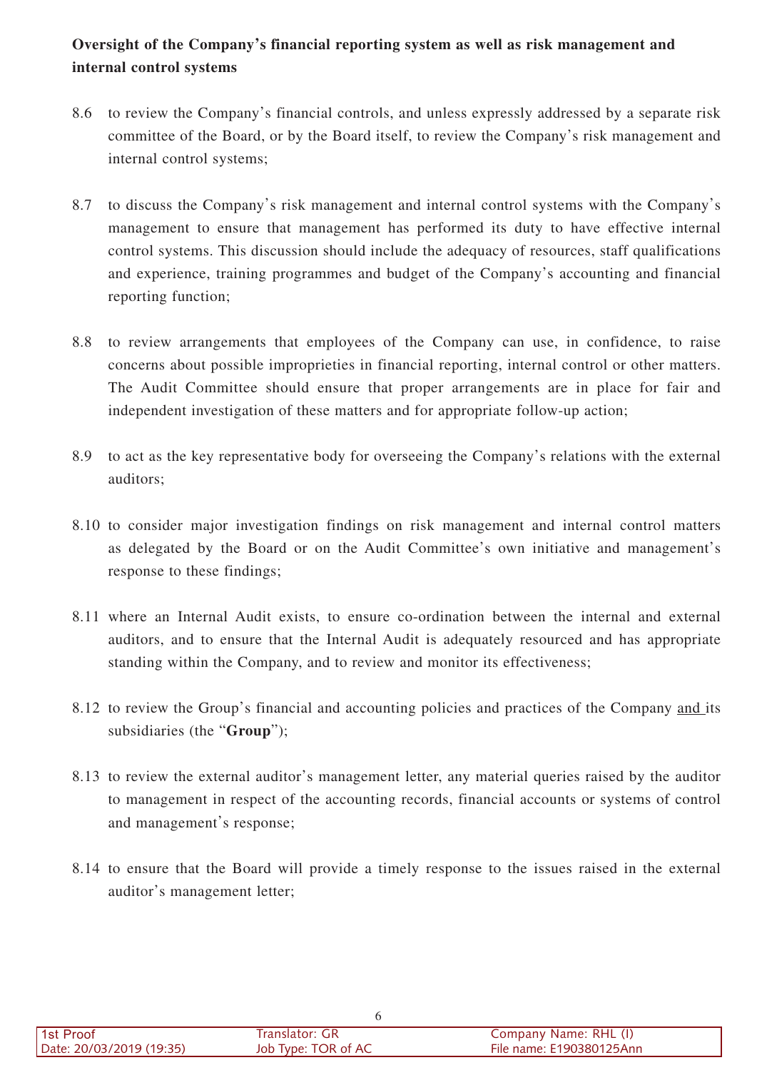**Oversight of the Company's financial reporting system as well as risk management and internal control systems**

8.6 to review the Company's financial controls, and unless expressly addressed by a separate risk committee of the Board, or by the Board itself, to review the Company's risk management and internal control systems;

8.7 to discuss the Company's risk management and internal control systems with the Company's management to ensure that management has performed its duty to have effective internal control systems. This discussion should include the adequacy of resources, staff qualifications and experience, training programmes and budget of the Company's accounting and financial reporting function;

8.8 to review arrangements that employees of the Company can use, in confidence, to raise concerns about possible improprieties in financial reporting, internal control or other matters. The Audit Committee should ensure that proper arrangements are in place for fair and independent investigation of these matters and for appropriate follow-up action;

8.9 to act as the key representative body for overseeing the Company's relations with the external auditors;

8.10 to consider major investigation findings on risk management and internal control matters as delegated by the Board or on the Audit Committee's own initiative and management's response to these findings;

8.11 where an Internal Audit exists, to ensure co-ordination between the internal and external auditors, and to ensure that the Internal Audit is adequately resourced and has appropriate standing within the Company, and to review and monitor its effectiveness;

8.12 to review the Group's financial and accounting policies and practices of the Company and its subsidiaries (the "**Group**");

8.13 to review the external auditor's management letter, any material queries raised by the auditor to management in respect of the accounting records, financial accounts or systems of control and management's response;

8.14 to ensure that the Board will provide a timely response to the issues raised in the external auditor's management letter;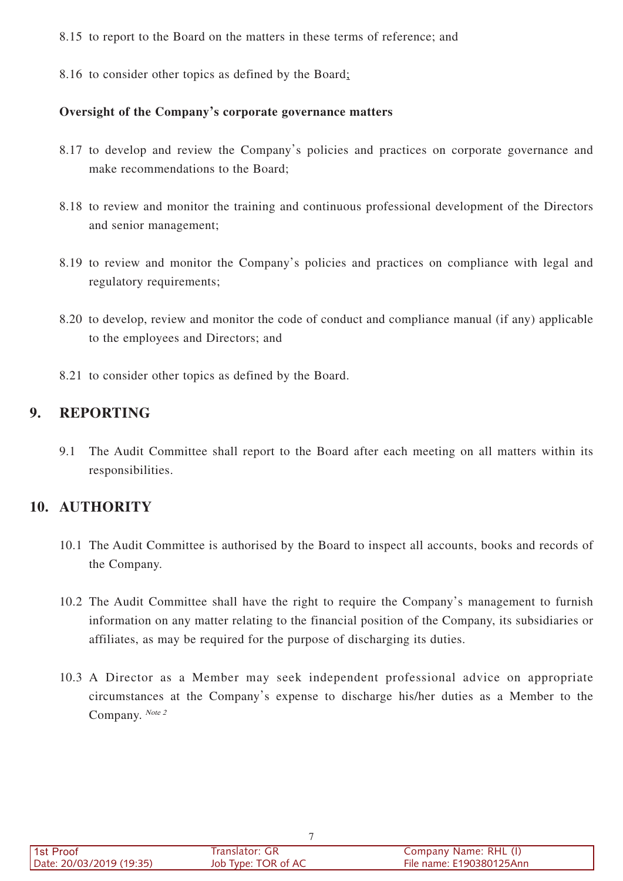8.15 to report to the Board on the matters in these terms of reference; and

8.16 to consider other topics as defined by the Board;

**Oversight of the Company's corporate governance matters**

8.17 to develop and review the Company's policies and practices on corporate governance and make recommendations to the Board;

8.18 to review and monitor the training and continuous professional development of the Directors and senior management;

8.19 to review and monitor the Company's policies and practices on compliance with legal and regulatory requirements;

8.20 to develop, review and monitor the code of conduct and compliance manual (if any) applicable to the employees and Directors; and

8.21 to consider other topics as defined by the Board.

## 9. REPORTING

9.1 The Audit Committee shall report to the Board after each meeting on all matters within its responsibilities.

## 10. AUTHORITY

10.1 The Audit Committee is authorised by the Board to inspect all accounts, books and records of the Company.

10.2 The Audit Committee shall have the right to require the Company's management to furnish information on any matter relating to the financial position of the Company, its subsidiaries or affiliates, as may be required for the purpose of discharging its duties.

10.3 A Director as a Member may seek independent professional advice on appropriate circumstances at the Company's expense to discharge his/her duties as a Member to the Company. *Note 2*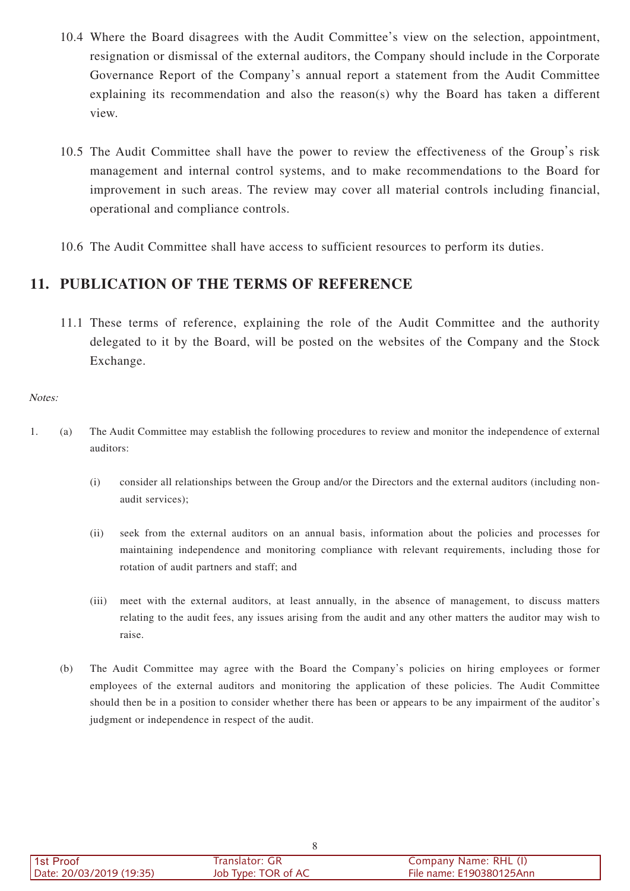10.4 Where the Board disagrees with the Audit Committee's view on the selection, appointment, resignation or dismissal of the external auditors, the Company should include in the Corporate Governance Report of the Company's annual report a statement from the Audit Committee explaining its recommendation and also the reason(s) why the Board has taken a different view.

10.5 The Audit Committee shall have the power to review the effectiveness of the Group's risk management and internal control systems, and to make recommendations to the Board for improvement in such areas. The review may cover all material controls including financial, operational and compliance controls.

10.6 The Audit Committee shall have access to sufficient resources to perform its duties.

## 11. PUBLICATION OF THE TERMS OF REFERENCE

11.1 These terms of reference, explaining the role of the Audit Committee and the authority delegated to it by the Board, will be posted on the websites of the Company and the Stock Exchange.

*Notes:*

1. (a) The Audit Committee may establish the following procedures to review and monitor the independence of external auditors:

   (i) consider all relationships between the Group and/or the Directors and the external auditors (including non-audit services);

   (ii) seek from the external auditors on an annual basis, information about the policies and processes for maintaining independence and monitoring compliance with relevant requirements, including those for rotation of audit partners and staff; and

   (iii) meet with the external auditors, at least annually, in the absence of management, to discuss matters relating to the audit fees, any issues arising from the audit and any other matters the auditor may wish to raise.

   (b) The Audit Committee may agree with the Board the Company's policies on hiring employees or former employees of the external auditors and monitoring the application of these policies. The Audit Committee should then be in a position to consider whether there has been or appears to be any impairment of the auditor's judgment or independence in respect of the audit.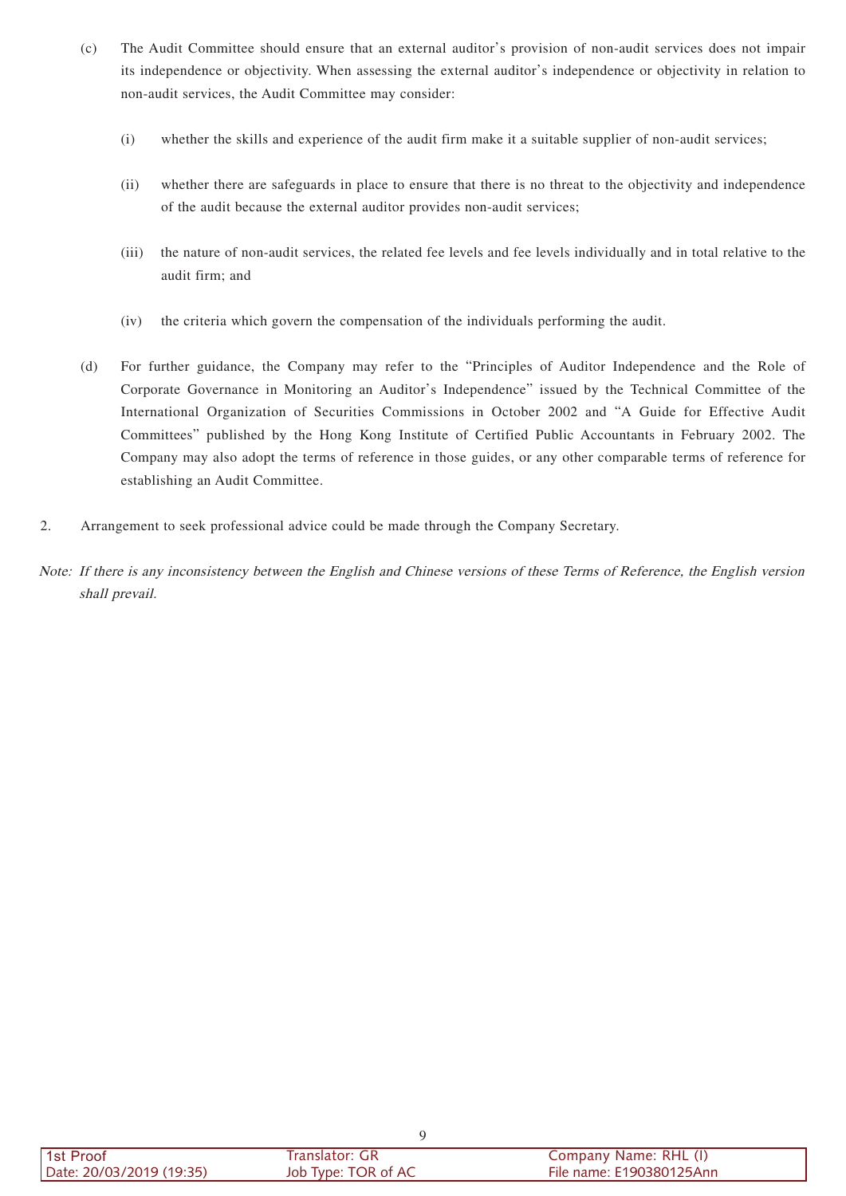(c) The Audit Committee should ensure that an external auditor's provision of non-audit services does not impair its independence or objectivity. When assessing the external auditor's independence or objectivity in relation to non-audit services, the Audit Committee may consider:

(i) whether the skills and experience of the audit firm make it a suitable supplier of non-audit services;

(ii) whether there are safeguards in place to ensure that there is no threat to the objectivity and independence of the audit because the external auditor provides non-audit services;

(iii) the nature of non-audit services, the related fee levels and fee levels individually and in total relative to the audit firm; and

(iv) the criteria which govern the compensation of the individuals performing the audit.

(d) For further guidance, the Company may refer to the "Principles of Auditor Independence and the Role of Corporate Governance in Monitoring an Auditor's Independence" issued by the Technical Committee of the International Organization of Securities Commissions in October 2002 and "A Guide for Effective Audit Committees" published by the Hong Kong Institute of Certified Public Accountants in February 2002. The Company may also adopt the terms of reference in those guides, or any other comparable terms of reference for establishing an Audit Committee.

2. Arrangement to seek professional advice could be made through the Company Secretary.

*Note: If there is any inconsistency between the English and Chinese versions of these Terms of Reference, the English version shall prevail.*